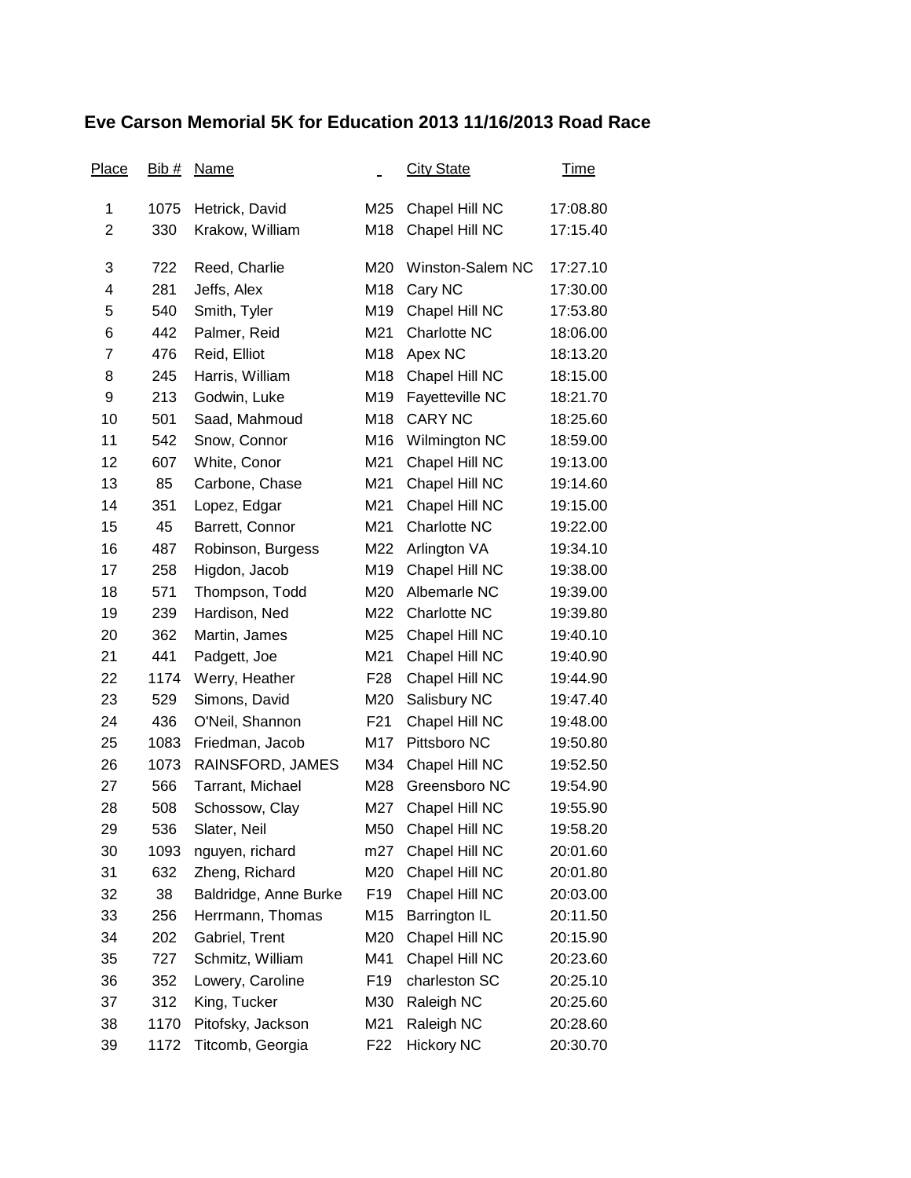# Eve Carson Memorial 5K for Education 2013 11/16/2013 Road Race

| Place | Bib # | Name | | City State | Time |
|---|---|---|---|---|---|
| 1 | 1075 | Hetrick, David | M25 | Chapel Hill NC | 17:08.80 |
| 2 | 330 | Krakow, William | M18 | Chapel Hill NC | 17:15.40 |
| 3 | 722 | Reed, Charlie | M20 | Winston-Salem NC | 17:27.10 |
| 4 | 281 | Jeffs, Alex | M18 | Cary NC | 17:30.00 |
| 5 | 540 | Smith, Tyler | M19 | Chapel Hill NC | 17:53.80 |
| 6 | 442 | Palmer, Reid | M21 | Charlotte NC | 18:06.00 |
| 7 | 476 | Reid, Elliot | M18 | Apex NC | 18:13.20 |
| 8 | 245 | Harris, William | M18 | Chapel Hill NC | 18:15.00 |
| 9 | 213 | Godwin, Luke | M19 | Fayetteville NC | 18:21.70 |
| 10 | 501 | Saad, Mahmoud | M18 | CARY NC | 18:25.60 |
| 11 | 542 | Snow, Connor | M16 | Wilmington NC | 18:59.00 |
| 12 | 607 | White, Conor | M21 | Chapel Hill NC | 19:13.00 |
| 13 | 85 | Carbone, Chase | M21 | Chapel Hill NC | 19:14.60 |
| 14 | 351 | Lopez, Edgar | M21 | Chapel Hill NC | 19:15.00 |
| 15 | 45 | Barrett, Connor | M21 | Charlotte NC | 19:22.00 |
| 16 | 487 | Robinson, Burgess | M22 | Arlington VA | 19:34.10 |
| 17 | 258 | Higdon, Jacob | M19 | Chapel Hill NC | 19:38.00 |
| 18 | 571 | Thompson, Todd | M20 | Albemarle NC | 19:39.00 |
| 19 | 239 | Hardison, Ned | M22 | Charlotte NC | 19:39.80 |
| 20 | 362 | Martin, James | M25 | Chapel Hill NC | 19:40.10 |
| 21 | 441 | Padgett, Joe | M21 | Chapel Hill NC | 19:40.90 |
| 22 | 1174 | Werry, Heather | F28 | Chapel Hill NC | 19:44.90 |
| 23 | 529 | Simons, David | M20 | Salisbury NC | 19:47.40 |
| 24 | 436 | O'Neil, Shannon | F21 | Chapel Hill NC | 19:48.00 |
| 25 | 1083 | Friedman, Jacob | M17 | Pittsboro NC | 19:50.80 |
| 26 | 1073 | RAINSFORD, JAMES | M34 | Chapel Hill NC | 19:52.50 |
| 27 | 566 | Tarrant, Michael | M28 | Greensboro NC | 19:54.90 |
| 28 | 508 | Schossow, Clay | M27 | Chapel Hill NC | 19:55.90 |
| 29 | 536 | Slater, Neil | M50 | Chapel Hill NC | 19:58.20 |
| 30 | 1093 | nguyen, richard | m27 | Chapel Hill NC | 20:01.60 |
| 31 | 632 | Zheng, Richard | M20 | Chapel Hill NC | 20:01.80 |
| 32 | 38 | Baldridge, Anne Burke | F19 | Chapel Hill NC | 20:03.00 |
| 33 | 256 | Herrmann, Thomas | M15 | Barrington IL | 20:11.50 |
| 34 | 202 | Gabriel, Trent | M20 | Chapel Hill NC | 20:15.90 |
| 35 | 727 | Schmitz, William | M41 | Chapel Hill NC | 20:23.60 |
| 36 | 352 | Lowery, Caroline | F19 | charleston SC | 20:25.10 |
| 37 | 312 | King, Tucker | M30 | Raleigh NC | 20:25.60 |
| 38 | 1170 | Pitofsky, Jackson | M21 | Raleigh NC | 20:28.60 |
| 39 | 1172 | Titcomb, Georgia | F22 | Hickory NC | 20:30.70 |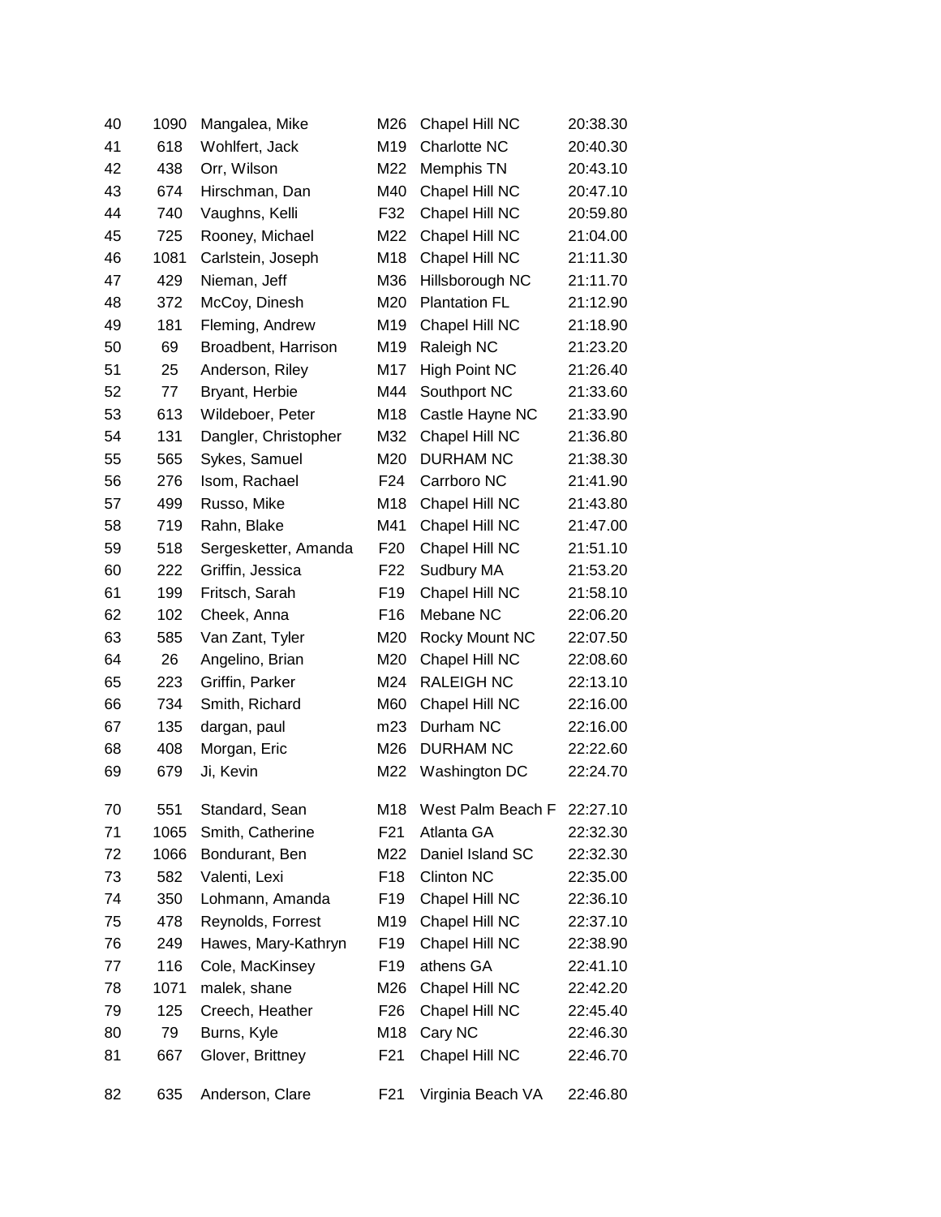| | | | | | |
|---|---|---|---|---|---|
| 40 | 1090 | Mangalea, Mike | M26 | Chapel Hill NC | 20:38.30 |
| 41 | 618 | Wohlfert, Jack | M19 | Charlotte NC | 20:40.30 |
| 42 | 438 | Orr, Wilson | M22 | Memphis TN | 20:43.10 |
| 43 | 674 | Hirschman, Dan | M40 | Chapel Hill NC | 20:47.10 |
| 44 | 740 | Vaughns, Kelli | F32 | Chapel Hill NC | 20:59.80 |
| 45 | 725 | Rooney, Michael | M22 | Chapel Hill NC | 21:04.00 |
| 46 | 1081 | Carlstein, Joseph | M18 | Chapel Hill NC | 21:11.30 |
| 47 | 429 | Nieman, Jeff | M36 | Hillsborough NC | 21:11.70 |
| 48 | 372 | McCoy, Dinesh | M20 | Plantation FL | 21:12.90 |
| 49 | 181 | Fleming, Andrew | M19 | Chapel Hill NC | 21:18.90 |
| 50 | 69 | Broadbent, Harrison | M19 | Raleigh NC | 21:23.20 |
| 51 | 25 | Anderson, Riley | M17 | High Point NC | 21:26.40 |
| 52 | 77 | Bryant, Herbie | M44 | Southport NC | 21:33.60 |
| 53 | 613 | Wildeboer, Peter | M18 | Castle Hayne NC | 21:33.90 |
| 54 | 131 | Dangler, Christopher | M32 | Chapel Hill NC | 21:36.80 |
| 55 | 565 | Sykes, Samuel | M20 | DURHAM NC | 21:38.30 |
| 56 | 276 | Isom, Rachael | F24 | Carrboro NC | 21:41.90 |
| 57 | 499 | Russo, Mike | M18 | Chapel Hill NC | 21:43.80 |
| 58 | 719 | Rahn, Blake | M41 | Chapel Hill NC | 21:47.00 |
| 59 | 518 | Sergesketter, Amanda | F20 | Chapel Hill NC | 21:51.10 |
| 60 | 222 | Griffin, Jessica | F22 | Sudbury MA | 21:53.20 |
| 61 | 199 | Fritsch, Sarah | F19 | Chapel Hill NC | 21:58.10 |
| 62 | 102 | Cheek, Anna | F16 | Mebane NC | 22:06.20 |
| 63 | 585 | Van Zant, Tyler | M20 | Rocky Mount NC | 22:07.50 |
| 64 | 26 | Angelino, Brian | M20 | Chapel Hill NC | 22:08.60 |
| 65 | 223 | Griffin, Parker | M24 | RALEIGH NC | 22:13.10 |
| 66 | 734 | Smith, Richard | M60 | Chapel Hill NC | 22:16.00 |
| 67 | 135 | dargan, paul | m23 | Durham NC | 22:16.00 |
| 68 | 408 | Morgan, Eric | M26 | DURHAM NC | 22:22.60 |
| 69 | 679 | Ji, Kevin | M22 | Washington DC | 22:24.70 |
| 70 | 551 | Standard, Sean | M18 | West Palm Beach F | 22:27.10 |
| 71 | 1065 | Smith, Catherine | F21 | Atlanta GA | 22:32.30 |
| 72 | 1066 | Bondurant, Ben | M22 | Daniel Island SC | 22:32.30 |
| 73 | 582 | Valenti, Lexi | F18 | Clinton NC | 22:35.00 |
| 74 | 350 | Lohmann, Amanda | F19 | Chapel Hill NC | 22:36.10 |
| 75 | 478 | Reynolds, Forrest | M19 | Chapel Hill NC | 22:37.10 |
| 76 | 249 | Hawes, Mary-Kathryn | F19 | Chapel Hill NC | 22:38.90 |
| 77 | 116 | Cole, MacKinsey | F19 | athens GA | 22:41.10 |
| 78 | 1071 | malek, shane | M26 | Chapel Hill NC | 22:42.20 |
| 79 | 125 | Creech, Heather | F26 | Chapel Hill NC | 22:45.40 |
| 80 | 79 | Burns, Kyle | M18 | Cary NC | 22:46.30 |
| 81 | 667 | Glover, Brittney | F21 | Chapel Hill NC | 22:46.70 |
| 82 | 635 | Anderson, Clare | F21 | Virginia Beach VA | 22:46.80 |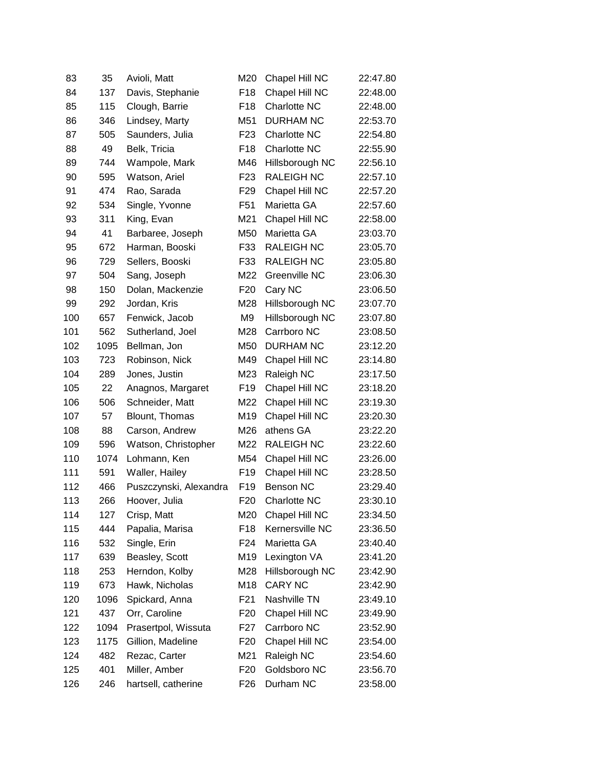| | | | | | |
|---|---|---|---|---|---|
| 83 | 35 | Avioli, Matt | M20 | Chapel Hill NC | 22:47.80 |
| 84 | 137 | Davis, Stephanie | F18 | Chapel Hill NC | 22:48.00 |
| 85 | 115 | Clough, Barrie | F18 | Charlotte NC | 22:48.00 |
| 86 | 346 | Lindsey, Marty | M51 | DURHAM NC | 22:53.70 |
| 87 | 505 | Saunders, Julia | F23 | Charlotte NC | 22:54.80 |
| 88 | 49 | Belk, Tricia | F18 | Charlotte NC | 22:55.90 |
| 89 | 744 | Wampole, Mark | M46 | Hillsborough NC | 22:56.10 |
| 90 | 595 | Watson, Ariel | F23 | RALEIGH NC | 22:57.10 |
| 91 | 474 | Rao, Sarada | F29 | Chapel Hill NC | 22:57.20 |
| 92 | 534 | Single, Yvonne | F51 | Marietta GA | 22:57.60 |
| 93 | 311 | King, Evan | M21 | Chapel Hill NC | 22:58.00 |
| 94 | 41 | Barbaree, Joseph | M50 | Marietta GA | 23:03.70 |
| 95 | 672 | Harman, Booski | F33 | RALEIGH NC | 23:05.70 |
| 96 | 729 | Sellers, Booski | F33 | RALEIGH NC | 23:05.80 |
| 97 | 504 | Sang, Joseph | M22 | Greenville NC | 23:06.30 |
| 98 | 150 | Dolan, Mackenzie | F20 | Cary NC | 23:06.50 |
| 99 | 292 | Jordan, Kris | M28 | Hillsborough NC | 23:07.70 |
| 100 | 657 | Fenwick, Jacob | M9 | Hillsborough NC | 23:07.80 |
| 101 | 562 | Sutherland, Joel | M28 | Carrboro NC | 23:08.50 |
| 102 | 1095 | Bellman, Jon | M50 | DURHAM NC | 23:12.20 |
| 103 | 723 | Robinson, Nick | M49 | Chapel Hill NC | 23:14.80 |
| 104 | 289 | Jones, Justin | M23 | Raleigh NC | 23:17.50 |
| 105 | 22 | Anagnos, Margaret | F19 | Chapel Hill NC | 23:18.20 |
| 106 | 506 | Schneider, Matt | M22 | Chapel Hill NC | 23:19.30 |
| 107 | 57 | Blount, Thomas | M19 | Chapel Hill NC | 23:20.30 |
| 108 | 88 | Carson, Andrew | M26 | athens GA | 23:22.20 |
| 109 | 596 | Watson, Christopher | M22 | RALEIGH NC | 23:22.60 |
| 110 | 1074 | Lohmann, Ken | M54 | Chapel Hill NC | 23:26.00 |
| 111 | 591 | Waller, Hailey | F19 | Chapel Hill NC | 23:28.50 |
| 112 | 466 | Puszczynski, Alexandra | F19 | Benson NC | 23:29.40 |
| 113 | 266 | Hoover, Julia | F20 | Charlotte NC | 23:30.10 |
| 114 | 127 | Crisp, Matt | M20 | Chapel Hill NC | 23:34.50 |
| 115 | 444 | Papalia, Marisa | F18 | Kernersville NC | 23:36.50 |
| 116 | 532 | Single, Erin | F24 | Marietta GA | 23:40.40 |
| 117 | 639 | Beasley, Scott | M19 | Lexington VA | 23:41.20 |
| 118 | 253 | Herndon, Kolby | M28 | Hillsborough NC | 23:42.90 |
| 119 | 673 | Hawk, Nicholas | M18 | CARY NC | 23:42.90 |
| 120 | 1096 | Spickard, Anna | F21 | Nashville TN | 23:49.10 |
| 121 | 437 | Orr, Caroline | F20 | Chapel Hill NC | 23:49.90 |
| 122 | 1094 | Prasertpol, Wissuta | F27 | Carrboro NC | 23:52.90 |
| 123 | 1175 | Gillion, Madeline | F20 | Chapel Hill NC | 23:54.00 |
| 124 | 482 | Rezac, Carter | M21 | Raleigh NC | 23:54.60 |
| 125 | 401 | Miller, Amber | F20 | Goldsboro NC | 23:56.70 |
| 126 | 246 | hartsell, catherine | F26 | Durham NC | 23:58.00 |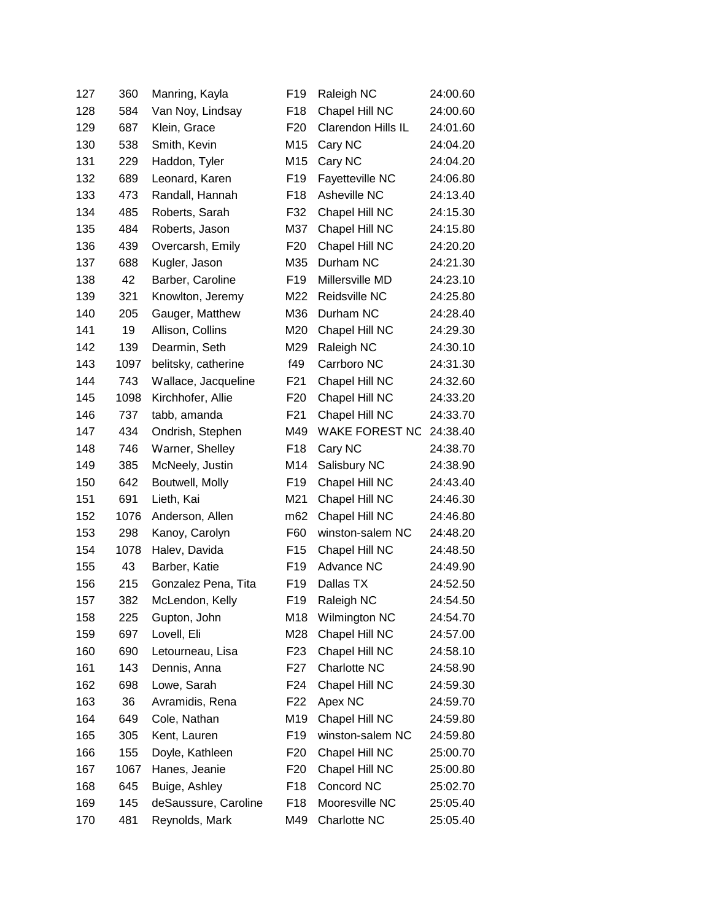| | | | | | |
|---|---|---|---|---|---|
| 127 | 360 | Manring, Kayla | F19 | Raleigh NC | 24:00.60 |
| 128 | 584 | Van Noy, Lindsay | F18 | Chapel Hill NC | 24:00.60 |
| 129 | 687 | Klein, Grace | F20 | Clarendon Hills IL | 24:01.60 |
| 130 | 538 | Smith, Kevin | M15 | Cary NC | 24:04.20 |
| 131 | 229 | Haddon, Tyler | M15 | Cary NC | 24:04.20 |
| 132 | 689 | Leonard, Karen | F19 | Fayetteville NC | 24:06.80 |
| 133 | 473 | Randall, Hannah | F18 | Asheville NC | 24:13.40 |
| 134 | 485 | Roberts, Sarah | F32 | Chapel Hill NC | 24:15.30 |
| 135 | 484 | Roberts, Jason | M37 | Chapel Hill NC | 24:15.80 |
| 136 | 439 | Overcarsh, Emily | F20 | Chapel Hill NC | 24:20.20 |
| 137 | 688 | Kugler, Jason | M35 | Durham NC | 24:21.30 |
| 138 | 42 | Barber, Caroline | F19 | Millersville MD | 24:23.10 |
| 139 | 321 | Knowlton, Jeremy | M22 | Reidsville NC | 24:25.80 |
| 140 | 205 | Gauger, Matthew | M36 | Durham NC | 24:28.40 |
| 141 | 19 | Allison, Collins | M20 | Chapel Hill NC | 24:29.30 |
| 142 | 139 | Dearmin, Seth | M29 | Raleigh NC | 24:30.10 |
| 143 | 1097 | belitsky, catherine | f49 | Carrboro NC | 24:31.30 |
| 144 | 743 | Wallace, Jacqueline | F21 | Chapel Hill NC | 24:32.60 |
| 145 | 1098 | Kirchhofer, Allie | F20 | Chapel Hill NC | 24:33.20 |
| 146 | 737 | tabb, amanda | F21 | Chapel Hill NC | 24:33.70 |
| 147 | 434 | Ondrish, Stephen | M49 | WAKE FOREST NC | 24:38.40 |
| 148 | 746 | Warner, Shelley | F18 | Cary NC | 24:38.70 |
| 149 | 385 | McNeely, Justin | M14 | Salisbury NC | 24:38.90 |
| 150 | 642 | Boutwell, Molly | F19 | Chapel Hill NC | 24:43.40 |
| 151 | 691 | Lieth, Kai | M21 | Chapel Hill NC | 24:46.30 |
| 152 | 1076 | Anderson, Allen | m62 | Chapel Hill NC | 24:46.80 |
| 153 | 298 | Kanoy, Carolyn | F60 | winston-salem NC | 24:48.20 |
| 154 | 1078 | Halev, Davida | F15 | Chapel Hill NC | 24:48.50 |
| 155 | 43 | Barber, Katie | F19 | Advance NC | 24:49.90 |
| 156 | 215 | Gonzalez Pena, Tita | F19 | Dallas TX | 24:52.50 |
| 157 | 382 | McLendon, Kelly | F19 | Raleigh NC | 24:54.50 |
| 158 | 225 | Gupton, John | M18 | Wilmington NC | 24:54.70 |
| 159 | 697 | Lovell, Eli | M28 | Chapel Hill NC | 24:57.00 |
| 160 | 690 | Letourneau, Lisa | F23 | Chapel Hill NC | 24:58.10 |
| 161 | 143 | Dennis, Anna | F27 | Charlotte NC | 24:58.90 |
| 162 | 698 | Lowe, Sarah | F24 | Chapel Hill NC | 24:59.30 |
| 163 | 36 | Avramidis, Rena | F22 | Apex NC | 24:59.70 |
| 164 | 649 | Cole, Nathan | M19 | Chapel Hill NC | 24:59.80 |
| 165 | 305 | Kent, Lauren | F19 | winston-salem NC | 24:59.80 |
| 166 | 155 | Doyle, Kathleen | F20 | Chapel Hill NC | 25:00.70 |
| 167 | 1067 | Hanes, Jeanie | F20 | Chapel Hill NC | 25:00.80 |
| 168 | 645 | Buige, Ashley | F18 | Concord NC | 25:02.70 |
| 169 | 145 | deSaussure, Caroline | F18 | Mooresville NC | 25:05.40 |
| 170 | 481 | Reynolds, Mark | M49 | Charlotte NC | 25:05.40 |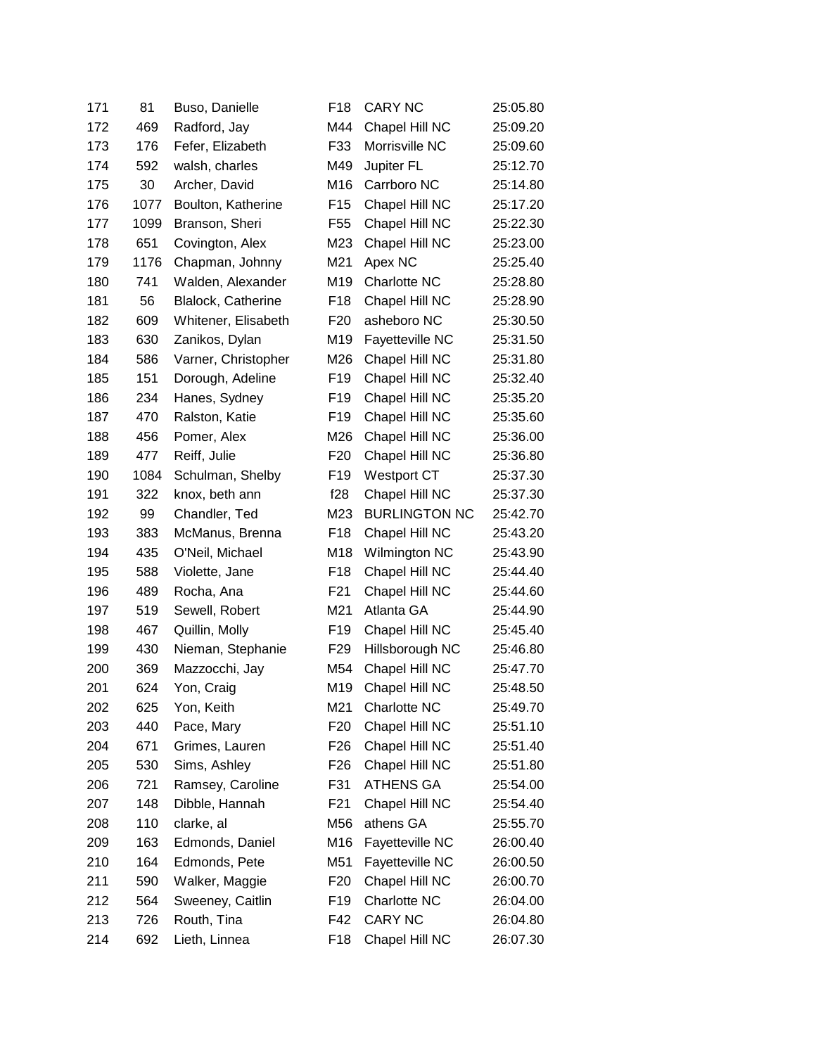| | | | | | |
|---|---|---|---|---|---|
| 171 | 81 | Buso, Danielle | F18 | CARY NC | 25:05.80 |
| 172 | 469 | Radford, Jay | M44 | Chapel Hill NC | 25:09.20 |
| 173 | 176 | Fefer, Elizabeth | F33 | Morrisville NC | 25:09.60 |
| 174 | 592 | walsh, charles | M49 | Jupiter FL | 25:12.70 |
| 175 | 30 | Archer, David | M16 | Carrboro NC | 25:14.80 |
| 176 | 1077 | Boulton, Katherine | F15 | Chapel Hill NC | 25:17.20 |
| 177 | 1099 | Branson, Sheri | F55 | Chapel Hill NC | 25:22.30 |
| 178 | 651 | Covington, Alex | M23 | Chapel Hill NC | 25:23.00 |
| 179 | 1176 | Chapman, Johnny | M21 | Apex NC | 25:25.40 |
| 180 | 741 | Walden, Alexander | M19 | Charlotte NC | 25:28.80 |
| 181 | 56 | Blalock, Catherine | F18 | Chapel Hill NC | 25:28.90 |
| 182 | 609 | Whitener, Elisabeth | F20 | asheboro NC | 25:30.50 |
| 183 | 630 | Zanikos, Dylan | M19 | Fayetteville NC | 25:31.50 |
| 184 | 586 | Varner, Christopher | M26 | Chapel Hill NC | 25:31.80 |
| 185 | 151 | Dorough, Adeline | F19 | Chapel Hill NC | 25:32.40 |
| 186 | 234 | Hanes, Sydney | F19 | Chapel Hill NC | 25:35.20 |
| 187 | 470 | Ralston, Katie | F19 | Chapel Hill NC | 25:35.60 |
| 188 | 456 | Pomer, Alex | M26 | Chapel Hill NC | 25:36.00 |
| 189 | 477 | Reiff, Julie | F20 | Chapel Hill NC | 25:36.80 |
| 190 | 1084 | Schulman, Shelby | F19 | Westport CT | 25:37.30 |
| 191 | 322 | knox, beth ann | f28 | Chapel Hill NC | 25:37.30 |
| 192 | 99 | Chandler, Ted | M23 | BURLINGTON NC | 25:42.70 |
| 193 | 383 | McManus, Brenna | F18 | Chapel Hill NC | 25:43.20 |
| 194 | 435 | O'Neil, Michael | M18 | Wilmington NC | 25:43.90 |
| 195 | 588 | Violette, Jane | F18 | Chapel Hill NC | 25:44.40 |
| 196 | 489 | Rocha, Ana | F21 | Chapel Hill NC | 25:44.60 |
| 197 | 519 | Sewell, Robert | M21 | Atlanta GA | 25:44.90 |
| 198 | 467 | Quillin, Molly | F19 | Chapel Hill NC | 25:45.40 |
| 199 | 430 | Nieman, Stephanie | F29 | Hillsborough NC | 25:46.80 |
| 200 | 369 | Mazzocchi, Jay | M54 | Chapel Hill NC | 25:47.70 |
| 201 | 624 | Yon, Craig | M19 | Chapel Hill NC | 25:48.50 |
| 202 | 625 | Yon, Keith | M21 | Charlotte NC | 25:49.70 |
| 203 | 440 | Pace, Mary | F20 | Chapel Hill NC | 25:51.10 |
| 204 | 671 | Grimes, Lauren | F26 | Chapel Hill NC | 25:51.40 |
| 205 | 530 | Sims, Ashley | F26 | Chapel Hill NC | 25:51.80 |
| 206 | 721 | Ramsey, Caroline | F31 | ATHENS GA | 25:54.00 |
| 207 | 148 | Dibble, Hannah | F21 | Chapel Hill NC | 25:54.40 |
| 208 | 110 | clarke, al | M56 | athens GA | 25:55.70 |
| 209 | 163 | Edmonds, Daniel | M16 | Fayetteville NC | 26:00.40 |
| 210 | 164 | Edmonds, Pete | M51 | Fayetteville NC | 26:00.50 |
| 211 | 590 | Walker, Maggie | F20 | Chapel Hill NC | 26:00.70 |
| 212 | 564 | Sweeney, Caitlin | F19 | Charlotte NC | 26:04.00 |
| 213 | 726 | Routh, Tina | F42 | CARY NC | 26:04.80 |
| 214 | 692 | Lieth, Linnea | F18 | Chapel Hill NC | 26:07.30 |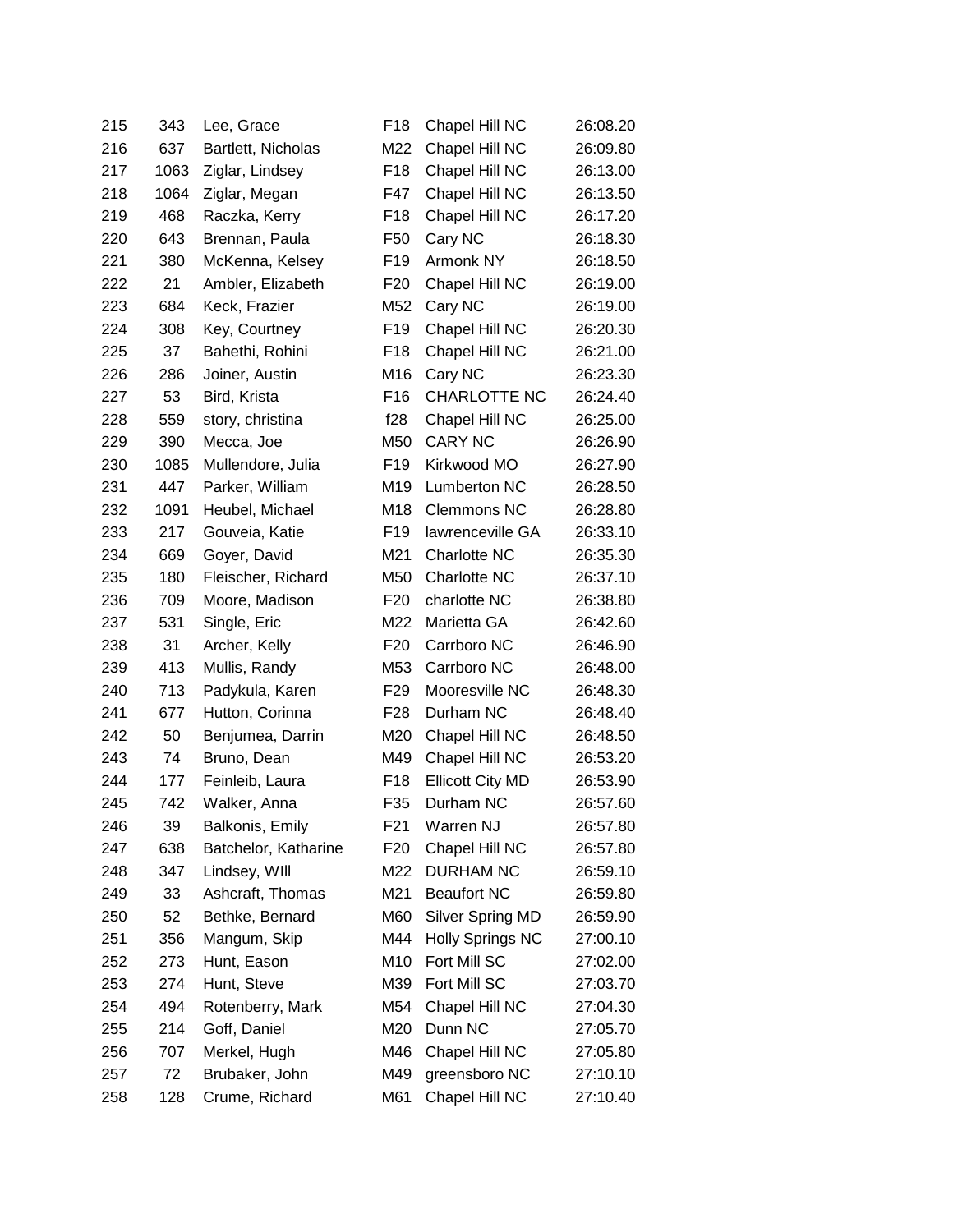| | | | | | |
|---|---|---|---|---|---|
| 215 | 343 | Lee, Grace | F18 | Chapel Hill NC | 26:08.20 |
| 216 | 637 | Bartlett, Nicholas | M22 | Chapel Hill NC | 26:09.80 |
| 217 | 1063 | Ziglar, Lindsey | F18 | Chapel Hill NC | 26:13.00 |
| 218 | 1064 | Ziglar, Megan | F47 | Chapel Hill NC | 26:13.50 |
| 219 | 468 | Raczka, Kerry | F18 | Chapel Hill NC | 26:17.20 |
| 220 | 643 | Brennan, Paula | F50 | Cary NC | 26:18.30 |
| 221 | 380 | McKenna, Kelsey | F19 | Armonk NY | 26:18.50 |
| 222 | 21 | Ambler, Elizabeth | F20 | Chapel Hill NC | 26:19.00 |
| 223 | 684 | Keck, Frazier | M52 | Cary NC | 26:19.00 |
| 224 | 308 | Key, Courtney | F19 | Chapel Hill NC | 26:20.30 |
| 225 | 37 | Bahethi, Rohini | F18 | Chapel Hill NC | 26:21.00 |
| 226 | 286 | Joiner, Austin | M16 | Cary NC | 26:23.30 |
| 227 | 53 | Bird, Krista | F16 | CHARLOTTE NC | 26:24.40 |
| 228 | 559 | story, christina | f28 | Chapel Hill NC | 26:25.00 |
| 229 | 390 | Mecca, Joe | M50 | CARY NC | 26:26.90 |
| 230 | 1085 | Mullendore, Julia | F19 | Kirkwood MO | 26:27.90 |
| 231 | 447 | Parker, William | M19 | Lumberton NC | 26:28.50 |
| 232 | 1091 | Heubel, Michael | M18 | Clemmons NC | 26:28.80 |
| 233 | 217 | Gouveia, Katie | F19 | lawrenceville GA | 26:33.10 |
| 234 | 669 | Goyer, David | M21 | Charlotte NC | 26:35.30 |
| 235 | 180 | Fleischer, Richard | M50 | Charlotte NC | 26:37.10 |
| 236 | 709 | Moore, Madison | F20 | charlotte NC | 26:38.80 |
| 237 | 531 | Single, Eric | M22 | Marietta GA | 26:42.60 |
| 238 | 31 | Archer, Kelly | F20 | Carrboro NC | 26:46.90 |
| 239 | 413 | Mullis, Randy | M53 | Carrboro NC | 26:48.00 |
| 240 | 713 | Padykula, Karen | F29 | Mooresville NC | 26:48.30 |
| 241 | 677 | Hutton, Corinna | F28 | Durham NC | 26:48.40 |
| 242 | 50 | Benjumea, Darrin | M20 | Chapel Hill NC | 26:48.50 |
| 243 | 74 | Bruno, Dean | M49 | Chapel Hill NC | 26:53.20 |
| 244 | 177 | Feinleib, Laura | F18 | Ellicott City MD | 26:53.90 |
| 245 | 742 | Walker, Anna | F35 | Durham NC | 26:57.60 |
| 246 | 39 | Balkonis, Emily | F21 | Warren NJ | 26:57.80 |
| 247 | 638 | Batchelor, Katharine | F20 | Chapel Hill NC | 26:57.80 |
| 248 | 347 | Lindsey, WIll | M22 | DURHAM NC | 26:59.10 |
| 249 | 33 | Ashcraft, Thomas | M21 | Beaufort NC | 26:59.80 |
| 250 | 52 | Bethke, Bernard | M60 | Silver Spring MD | 26:59.90 |
| 251 | 356 | Mangum, Skip | M44 | Holly Springs NC | 27:00.10 |
| 252 | 273 | Hunt, Eason | M10 | Fort Mill SC | 27:02.00 |
| 253 | 274 | Hunt, Steve | M39 | Fort Mill SC | 27:03.70 |
| 254 | 494 | Rotenberry, Mark | M54 | Chapel Hill NC | 27:04.30 |
| 255 | 214 | Goff, Daniel | M20 | Dunn NC | 27:05.70 |
| 256 | 707 | Merkel, Hugh | M46 | Chapel Hill NC | 27:05.80 |
| 257 | 72 | Brubaker, John | M49 | greensboro NC | 27:10.10 |
| 258 | 128 | Crume, Richard | M61 | Chapel Hill NC | 27:10.40 |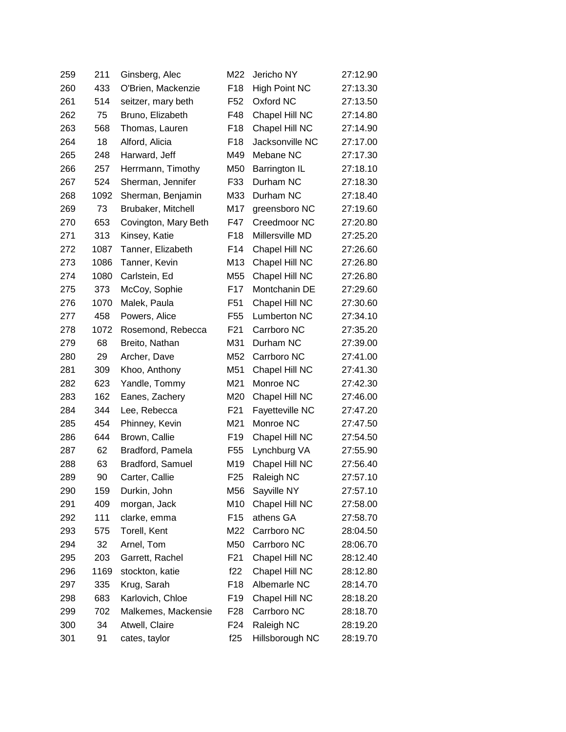| | | | | | |
|---|---|---|---|---|---|
| 259 | 211 | Ginsberg, Alec | M22 | Jericho NY | 27:12.90 |
| 260 | 433 | O'Brien, Mackenzie | F18 | High Point NC | 27:13.30 |
| 261 | 514 | seitzer, mary beth | F52 | Oxford NC | 27:13.50 |
| 262 | 75 | Bruno, Elizabeth | F48 | Chapel Hill NC | 27:14.80 |
| 263 | 568 | Thomas, Lauren | F18 | Chapel Hill NC | 27:14.90 |
| 264 | 18 | Alford, Alicia | F18 | Jacksonville NC | 27:17.00 |
| 265 | 248 | Harward, Jeff | M49 | Mebane NC | 27:17.30 |
| 266 | 257 | Herrmann, Timothy | M50 | Barrington IL | 27:18.10 |
| 267 | 524 | Sherman, Jennifer | F33 | Durham NC | 27:18.30 |
| 268 | 1092 | Sherman, Benjamin | M33 | Durham NC | 27:18.40 |
| 269 | 73 | Brubaker, Mitchell | M17 | greensboro NC | 27:19.60 |
| 270 | 653 | Covington, Mary Beth | F47 | Creedmoor NC | 27:20.80 |
| 271 | 313 | Kinsey, Katie | F18 | Millersville MD | 27:25.20 |
| 272 | 1087 | Tanner, Elizabeth | F14 | Chapel Hill NC | 27:26.60 |
| 273 | 1086 | Tanner, Kevin | M13 | Chapel Hill NC | 27:26.80 |
| 274 | 1080 | Carlstein, Ed | M55 | Chapel Hill NC | 27:26.80 |
| 275 | 373 | McCoy, Sophie | F17 | Montchanin DE | 27:29.60 |
| 276 | 1070 | Malek, Paula | F51 | Chapel Hill NC | 27:30.60 |
| 277 | 458 | Powers, Alice | F55 | Lumberton NC | 27:34.10 |
| 278 | 1072 | Rosemond, Rebecca | F21 | Carrboro NC | 27:35.20 |
| 279 | 68 | Breito, Nathan | M31 | Durham NC | 27:39.00 |
| 280 | 29 | Archer, Dave | M52 | Carrboro NC | 27:41.00 |
| 281 | 309 | Khoo, Anthony | M51 | Chapel Hill NC | 27:41.30 |
| 282 | 623 | Yandle, Tommy | M21 | Monroe NC | 27:42.30 |
| 283 | 162 | Eanes, Zachery | M20 | Chapel Hill NC | 27:46.00 |
| 284 | 344 | Lee, Rebecca | F21 | Fayetteville NC | 27:47.20 |
| 285 | 454 | Phinney, Kevin | M21 | Monroe NC | 27:47.50 |
| 286 | 644 | Brown, Callie | F19 | Chapel Hill NC | 27:54.50 |
| 287 | 62 | Bradford, Pamela | F55 | Lynchburg VA | 27:55.90 |
| 288 | 63 | Bradford, Samuel | M19 | Chapel Hill NC | 27:56.40 |
| 289 | 90 | Carter, Callie | F25 | Raleigh NC | 27:57.10 |
| 290 | 159 | Durkin, John | M56 | Sayville NY | 27:57.10 |
| 291 | 409 | morgan, Jack | M10 | Chapel Hill NC | 27:58.00 |
| 292 | 111 | clarke, emma | F15 | athens GA | 27:58.70 |
| 293 | 575 | Torell, Kent | M22 | Carrboro NC | 28:04.50 |
| 294 | 32 | Arnel, Tom | M50 | Carrboro NC | 28:06.70 |
| 295 | 203 | Garrett, Rachel | F21 | Chapel Hill NC | 28:12.40 |
| 296 | 1169 | stockton, katie | f22 | Chapel Hill NC | 28:12.80 |
| 297 | 335 | Krug, Sarah | F18 | Albemarle NC | 28:14.70 |
| 298 | 683 | Karlovich, Chloe | F19 | Chapel Hill NC | 28:18.20 |
| 299 | 702 | Malkemes, Mackensie | F28 | Carrboro NC | 28:18.70 |
| 300 | 34 | Atwell, Claire | F24 | Raleigh NC | 28:19.20 |
| 301 | 91 | cates, taylor | f25 | Hillsborough NC | 28:19.70 |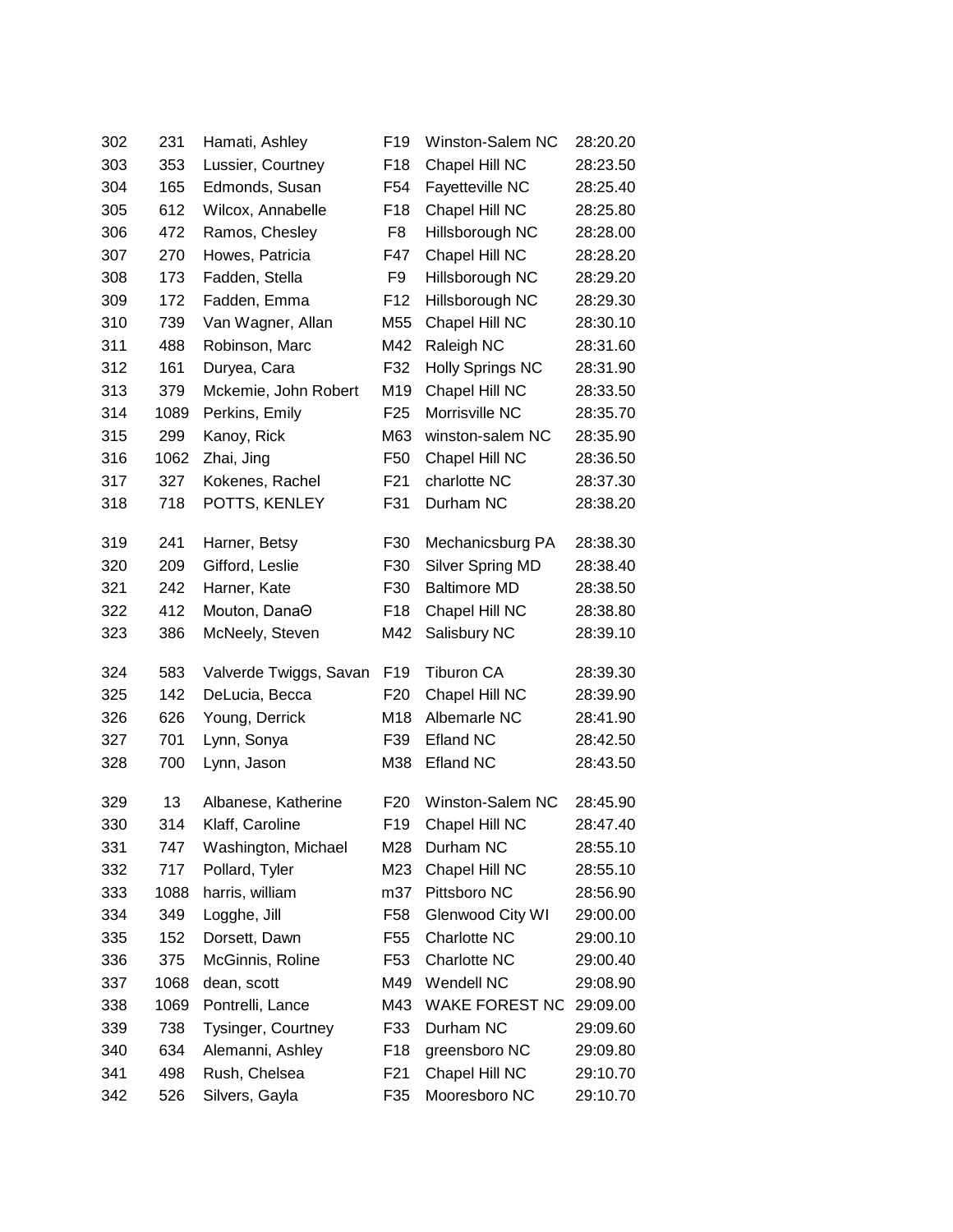| | | | | | |
|---|---|---|---|---|---|
| 302 | 231 | Hamati, Ashley | F19 | Winston-Salem NC | 28:20.20 |
| 303 | 353 | Lussier, Courtney | F18 | Chapel Hill NC | 28:23.50 |
| 304 | 165 | Edmonds, Susan | F54 | Fayetteville NC | 28:25.40 |
| 305 | 612 | Wilcox, Annabelle | F18 | Chapel Hill NC | 28:25.80 |
| 306 | 472 | Ramos, Chesley | F8 | Hillsborough NC | 28:28.00 |
| 307 | 270 | Howes, Patricia | F47 | Chapel Hill NC | 28:28.20 |
| 308 | 173 | Fadden, Stella | F9 | Hillsborough NC | 28:29.20 |
| 309 | 172 | Fadden, Emma | F12 | Hillsborough NC | 28:29.30 |
| 310 | 739 | Van Wagner, Allan | M55 | Chapel Hill NC | 28:30.10 |
| 311 | 488 | Robinson, Marc | M42 | Raleigh NC | 28:31.60 |
| 312 | 161 | Duryea, Cara | F32 | Holly Springs NC | 28:31.90 |
| 313 | 379 | Mckemie, John Robert | M19 | Chapel Hill NC | 28:33.50 |
| 314 | 1089 | Perkins, Emily | F25 | Morrisville NC | 28:35.70 |
| 315 | 299 | Kanoy, Rick | M63 | winston-salem NC | 28:35.90 |
| 316 | 1062 | Zhai, Jing | F50 | Chapel Hill NC | 28:36.50 |
| 317 | 327 | Kokenes, Rachel | F21 | charlotte NC | 28:37.30 |
| 318 | 718 | POTTS, KENLEY | F31 | Durham NC | 28:38.20 |
| 319 | 241 | Harner, Betsy | F30 | Mechanicsburg PA | 28:38.30 |
| 320 | 209 | Gifford, Leslie | F30 | Silver Spring MD | 28:38.40 |
| 321 | 242 | Harner, Kate | F30 | Baltimore MD | 28:38.50 |
| 322 | 412 | Mouton, DanaΘ | F18 | Chapel Hill NC | 28:38.80 |
| 323 | 386 | McNeely, Steven | M42 | Salisbury NC | 28:39.10 |
| 324 | 583 | Valverde Twiggs, Savan | F19 | Tiburon CA | 28:39.30 |
| 325 | 142 | DeLucia, Becca | F20 | Chapel Hill NC | 28:39.90 |
| 326 | 626 | Young, Derrick | M18 | Albemarle NC | 28:41.90 |
| 327 | 701 | Lynn, Sonya | F39 | Efland NC | 28:42.50 |
| 328 | 700 | Lynn, Jason | M38 | Efland NC | 28:43.50 |
| 329 | 13 | Albanese, Katherine | F20 | Winston-Salem NC | 28:45.90 |
| 330 | 314 | Klaff, Caroline | F19 | Chapel Hill NC | 28:47.40 |
| 331 | 747 | Washington, Michael | M28 | Durham NC | 28:55.10 |
| 332 | 717 | Pollard, Tyler | M23 | Chapel Hill NC | 28:55.10 |
| 333 | 1088 | harris, william | m37 | Pittsboro NC | 28:56.90 |
| 334 | 349 | Logghe, Jill | F58 | Glenwood City WI | 29:00.00 |
| 335 | 152 | Dorsett, Dawn | F55 | Charlotte NC | 29:00.10 |
| 336 | 375 | McGinnis, Roline | F53 | Charlotte NC | 29:00.40 |
| 337 | 1068 | dean, scott | M49 | Wendell NC | 29:08.90 |
| 338 | 1069 | Pontrelli, Lance | M43 | WAKE FOREST NC | 29:09.00 |
| 339 | 738 | Tysinger, Courtney | F33 | Durham NC | 29:09.60 |
| 340 | 634 | Alemanni, Ashley | F18 | greensboro NC | 29:09.80 |
| 341 | 498 | Rush, Chelsea | F21 | Chapel Hill NC | 29:10.70 |
| 342 | 526 | Silvers, Gayla | F35 | Mooresboro NC | 29:10.70 |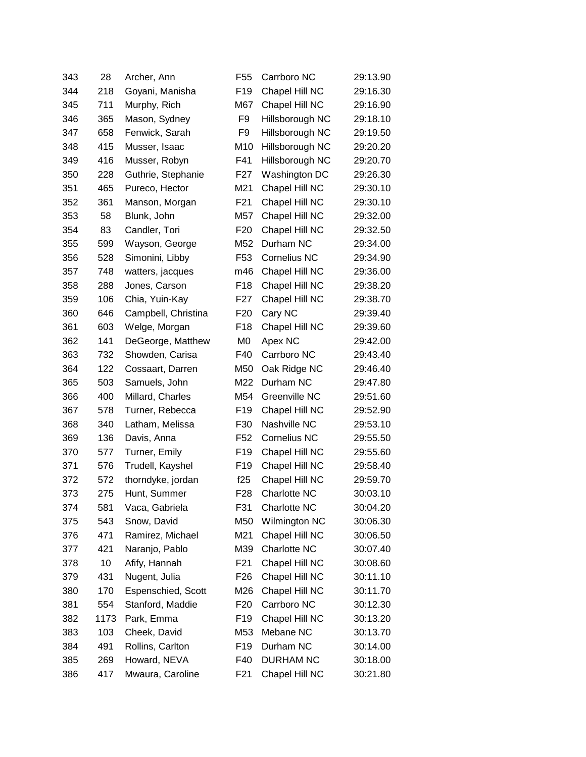| | | | | | |
|---|---|---|---|---|---|
| 343 | 28 | Archer, Ann | F55 | Carrboro NC | 29:13.90 |
| 344 | 218 | Goyani, Manisha | F19 | Chapel Hill NC | 29:16.30 |
| 345 | 711 | Murphy, Rich | M67 | Chapel Hill NC | 29:16.90 |
| 346 | 365 | Mason, Sydney | F9 | Hillsborough NC | 29:18.10 |
| 347 | 658 | Fenwick, Sarah | F9 | Hillsborough NC | 29:19.50 |
| 348 | 415 | Musser, Isaac | M10 | Hillsborough NC | 29:20.20 |
| 349 | 416 | Musser, Robyn | F41 | Hillsborough NC | 29:20.70 |
| 350 | 228 | Guthrie, Stephanie | F27 | Washington DC | 29:26.30 |
| 351 | 465 | Pureco, Hector | M21 | Chapel Hill NC | 29:30.10 |
| 352 | 361 | Manson, Morgan | F21 | Chapel Hill NC | 29:30.10 |
| 353 | 58 | Blunk, John | M57 | Chapel Hill NC | 29:32.00 |
| 354 | 83 | Candler, Tori | F20 | Chapel Hill NC | 29:32.50 |
| 355 | 599 | Wayson, George | M52 | Durham NC | 29:34.00 |
| 356 | 528 | Simonini, Libby | F53 | Cornelius NC | 29:34.90 |
| 357 | 748 | watters, jacques | m46 | Chapel Hill NC | 29:36.00 |
| 358 | 288 | Jones, Carson | F18 | Chapel Hill NC | 29:38.20 |
| 359 | 106 | Chia, Yuin-Kay | F27 | Chapel Hill NC | 29:38.70 |
| 360 | 646 | Campbell, Christina | F20 | Cary NC | 29:39.40 |
| 361 | 603 | Welge, Morgan | F18 | Chapel Hill NC | 29:39.60 |
| 362 | 141 | DeGeorge, Matthew | M0 | Apex NC | 29:42.00 |
| 363 | 732 | Showden, Carisa | F40 | Carrboro NC | 29:43.40 |
| 364 | 122 | Cossaart, Darren | M50 | Oak Ridge NC | 29:46.40 |
| 365 | 503 | Samuels, John | M22 | Durham NC | 29:47.80 |
| 366 | 400 | Millard, Charles | M54 | Greenville NC | 29:51.60 |
| 367 | 578 | Turner, Rebecca | F19 | Chapel Hill NC | 29:52.90 |
| 368 | 340 | Latham, Melissa | F30 | Nashville NC | 29:53.10 |
| 369 | 136 | Davis, Anna | F52 | Cornelius NC | 29:55.50 |
| 370 | 577 | Turner, Emily | F19 | Chapel Hill NC | 29:55.60 |
| 371 | 576 | Trudell, Kayshel | F19 | Chapel Hill NC | 29:58.40 |
| 372 | 572 | thorndyke, jordan | f25 | Chapel Hill NC | 29:59.70 |
| 373 | 275 | Hunt, Summer | F28 | Charlotte NC | 30:03.10 |
| 374 | 581 | Vaca, Gabriela | F31 | Charlotte NC | 30:04.20 |
| 375 | 543 | Snow, David | M50 | Wilmington NC | 30:06.30 |
| 376 | 471 | Ramirez, Michael | M21 | Chapel Hill NC | 30:06.50 |
| 377 | 421 | Naranjo, Pablo | M39 | Charlotte NC | 30:07.40 |
| 378 | 10 | Afify, Hannah | F21 | Chapel Hill NC | 30:08.60 |
| 379 | 431 | Nugent, Julia | F26 | Chapel Hill NC | 30:11.10 |
| 380 | 170 | Espenschied, Scott | M26 | Chapel Hill NC | 30:11.70 |
| 381 | 554 | Stanford, Maddie | F20 | Carrboro NC | 30:12.30 |
| 382 | 1173 | Park, Emma | F19 | Chapel Hill NC | 30:13.20 |
| 383 | 103 | Cheek, David | M53 | Mebane NC | 30:13.70 |
| 384 | 491 | Rollins, Carlton | F19 | Durham NC | 30:14.00 |
| 385 | 269 | Howard, NEVA | F40 | DURHAM NC | 30:18.00 |
| 386 | 417 | Mwaura, Caroline | F21 | Chapel Hill NC | 30:21.80 |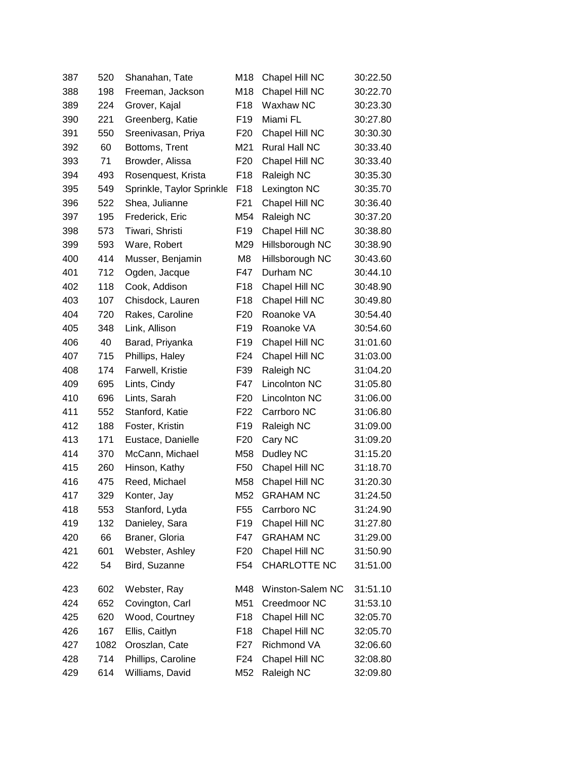| | | | | | |
|---|---|---|---|---|---|
| 387 | 520 | Shanahan, Tate | M18 | Chapel Hill NC | 30:22.50 |
| 388 | 198 | Freeman, Jackson | M18 | Chapel Hill NC | 30:22.70 |
| 389 | 224 | Grover, Kajal | F18 | Waxhaw NC | 30:23.30 |
| 390 | 221 | Greenberg, Katie | F19 | Miami FL | 30:27.80 |
| 391 | 550 | Sreenivasan, Priya | F20 | Chapel Hill NC | 30:30.30 |
| 392 | 60 | Bottoms, Trent | M21 | Rural Hall NC | 30:33.40 |
| 393 | 71 | Browder, Alissa | F20 | Chapel Hill NC | 30:33.40 |
| 394 | 493 | Rosenquest, Krista | F18 | Raleigh NC | 30:35.30 |
| 395 | 549 | Sprinkle, Taylor Sprinkle | F18 | Lexington NC | 30:35.70 |
| 396 | 522 | Shea, Julianne | F21 | Chapel Hill NC | 30:36.40 |
| 397 | 195 | Frederick, Eric | M54 | Raleigh NC | 30:37.20 |
| 398 | 573 | Tiwari, Shristi | F19 | Chapel Hill NC | 30:38.80 |
| 399 | 593 | Ware, Robert | M29 | Hillsborough NC | 30:38.90 |
| 400 | 414 | Musser, Benjamin | M8 | Hillsborough NC | 30:43.60 |
| 401 | 712 | Ogden, Jacque | F47 | Durham NC | 30:44.10 |
| 402 | 118 | Cook, Addison | F18 | Chapel Hill NC | 30:48.90 |
| 403 | 107 | Chisdock, Lauren | F18 | Chapel Hill NC | 30:49.80 |
| 404 | 720 | Rakes, Caroline | F20 | Roanoke VA | 30:54.40 |
| 405 | 348 | Link, Allison | F19 | Roanoke VA | 30:54.60 |
| 406 | 40 | Barad, Priyanka | F19 | Chapel Hill NC | 31:01.60 |
| 407 | 715 | Phillips, Haley | F24 | Chapel Hill NC | 31:03.00 |
| 408 | 174 | Farwell, Kristie | F39 | Raleigh NC | 31:04.20 |
| 409 | 695 | Lints, Cindy | F47 | Lincolnton NC | 31:05.80 |
| 410 | 696 | Lints, Sarah | F20 | Lincolnton NC | 31:06.00 |
| 411 | 552 | Stanford, Katie | F22 | Carrboro NC | 31:06.80 |
| 412 | 188 | Foster, Kristin | F19 | Raleigh NC | 31:09.00 |
| 413 | 171 | Eustace, Danielle | F20 | Cary NC | 31:09.20 |
| 414 | 370 | McCann, Michael | M58 | Dudley NC | 31:15.20 |
| 415 | 260 | Hinson, Kathy | F50 | Chapel Hill NC | 31:18.70 |
| 416 | 475 | Reed, Michael | M58 | Chapel Hill NC | 31:20.30 |
| 417 | 329 | Konter, Jay | M52 | GRAHAM NC | 31:24.50 |
| 418 | 553 | Stanford, Lyda | F55 | Carrboro NC | 31:24.90 |
| 419 | 132 | Danieley, Sara | F19 | Chapel Hill NC | 31:27.80 |
| 420 | 66 | Braner, Gloria | F47 | GRAHAM NC | 31:29.00 |
| 421 | 601 | Webster, Ashley | F20 | Chapel Hill NC | 31:50.90 |
| 422 | 54 | Bird, Suzanne | F54 | CHARLOTTE NC | 31:51.00 |
| 423 | 602 | Webster, Ray | M48 | Winston-Salem NC | 31:51.10 |
| 424 | 652 | Covington, Carl | M51 | Creedmoor NC | 31:53.10 |
| 425 | 620 | Wood, Courtney | F18 | Chapel Hill NC | 32:05.70 |
| 426 | 167 | Ellis, Caitlyn | F18 | Chapel Hill NC | 32:05.70 |
| 427 | 1082 | Oroszlan, Cate | F27 | Richmond VA | 32:06.60 |
| 428 | 714 | Phillips, Caroline | F24 | Chapel Hill NC | 32:08.80 |
| 429 | 614 | Williams, David | M52 | Raleigh NC | 32:09.80 |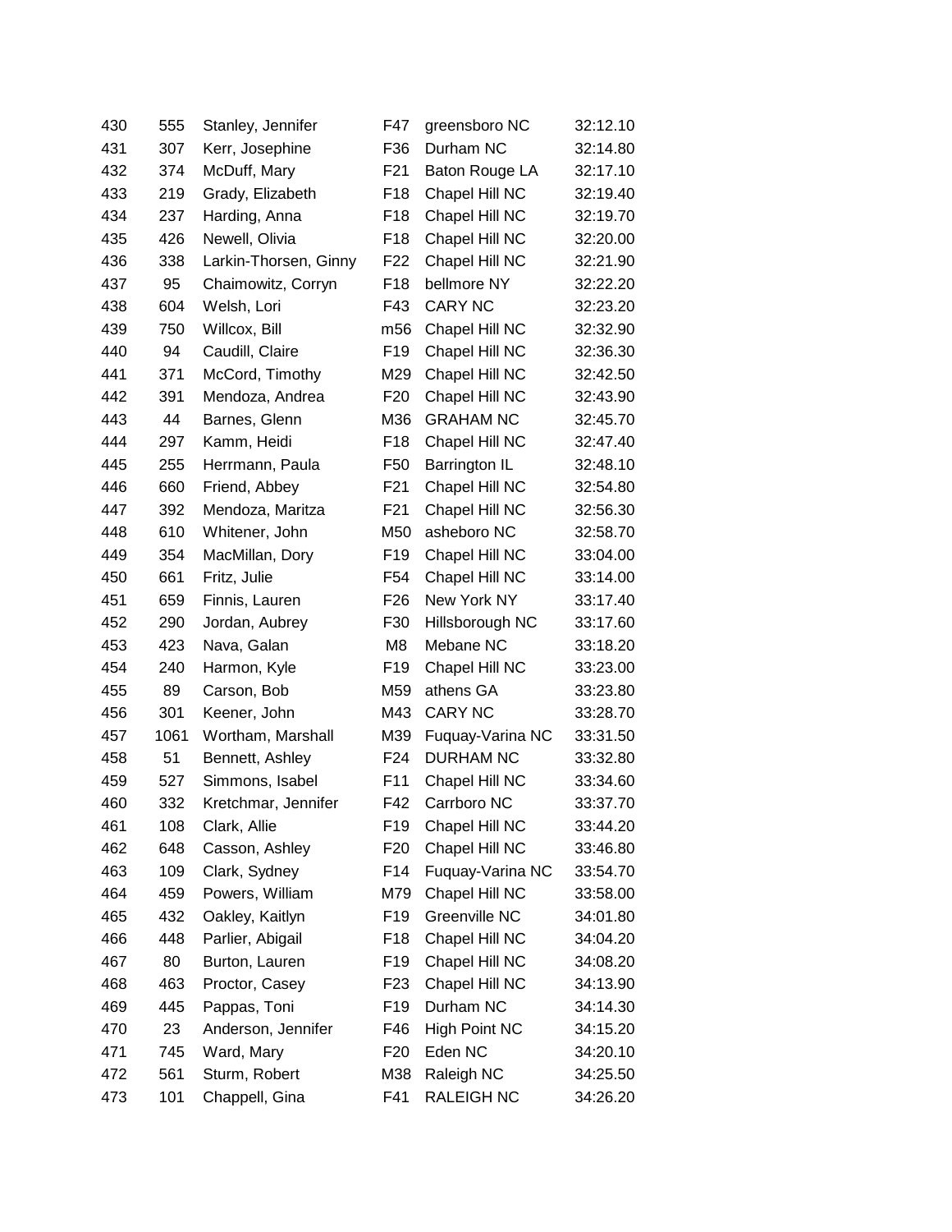| | | | | | |
|---|---|---|---|---|---|
| 430 | 555 | Stanley, Jennifer | F47 | greensboro NC | 32:12.10 |
| 431 | 307 | Kerr, Josephine | F36 | Durham NC | 32:14.80 |
| 432 | 374 | McDuff, Mary | F21 | Baton Rouge LA | 32:17.10 |
| 433 | 219 | Grady, Elizabeth | F18 | Chapel Hill NC | 32:19.40 |
| 434 | 237 | Harding, Anna | F18 | Chapel Hill NC | 32:19.70 |
| 435 | 426 | Newell, Olivia | F18 | Chapel Hill NC | 32:20.00 |
| 436 | 338 | Larkin-Thorsen, Ginny | F22 | Chapel Hill NC | 32:21.90 |
| 437 | 95 | Chaimowitz, Corryn | F18 | bellmore NY | 32:22.20 |
| 438 | 604 | Welsh, Lori | F43 | CARY NC | 32:23.20 |
| 439 | 750 | Willcox, Bill | m56 | Chapel Hill NC | 32:32.90 |
| 440 | 94 | Caudill, Claire | F19 | Chapel Hill NC | 32:36.30 |
| 441 | 371 | McCord, Timothy | M29 | Chapel Hill NC | 32:42.50 |
| 442 | 391 | Mendoza, Andrea | F20 | Chapel Hill NC | 32:43.90 |
| 443 | 44 | Barnes, Glenn | M36 | GRAHAM NC | 32:45.70 |
| 444 | 297 | Kamm, Heidi | F18 | Chapel Hill NC | 32:47.40 |
| 445 | 255 | Herrmann, Paula | F50 | Barrington IL | 32:48.10 |
| 446 | 660 | Friend, Abbey | F21 | Chapel Hill NC | 32:54.80 |
| 447 | 392 | Mendoza, Maritza | F21 | Chapel Hill NC | 32:56.30 |
| 448 | 610 | Whitener, John | M50 | asheboro NC | 32:58.70 |
| 449 | 354 | MacMillan, Dory | F19 | Chapel Hill NC | 33:04.00 |
| 450 | 661 | Fritz, Julie | F54 | Chapel Hill NC | 33:14.00 |
| 451 | 659 | Finnis, Lauren | F26 | New York NY | 33:17.40 |
| 452 | 290 | Jordan, Aubrey | F30 | Hillsborough NC | 33:17.60 |
| 453 | 423 | Nava, Galan | M8 | Mebane NC | 33:18.20 |
| 454 | 240 | Harmon, Kyle | F19 | Chapel Hill NC | 33:23.00 |
| 455 | 89 | Carson, Bob | M59 | athens GA | 33:23.80 |
| 456 | 301 | Keener, John | M43 | CARY NC | 33:28.70 |
| 457 | 1061 | Wortham, Marshall | M39 | Fuquay-Varina NC | 33:31.50 |
| 458 | 51 | Bennett, Ashley | F24 | DURHAM NC | 33:32.80 |
| 459 | 527 | Simmons, Isabel | F11 | Chapel Hill NC | 33:34.60 |
| 460 | 332 | Kretchmar, Jennifer | F42 | Carrboro NC | 33:37.70 |
| 461 | 108 | Clark, Allie | F19 | Chapel Hill NC | 33:44.20 |
| 462 | 648 | Casson, Ashley | F20 | Chapel Hill NC | 33:46.80 |
| 463 | 109 | Clark, Sydney | F14 | Fuquay-Varina NC | 33:54.70 |
| 464 | 459 | Powers, William | M79 | Chapel Hill NC | 33:58.00 |
| 465 | 432 | Oakley, Kaitlyn | F19 | Greenville NC | 34:01.80 |
| 466 | 448 | Parlier, Abigail | F18 | Chapel Hill NC | 34:04.20 |
| 467 | 80 | Burton, Lauren | F19 | Chapel Hill NC | 34:08.20 |
| 468 | 463 | Proctor, Casey | F23 | Chapel Hill NC | 34:13.90 |
| 469 | 445 | Pappas, Toni | F19 | Durham NC | 34:14.30 |
| 470 | 23 | Anderson, Jennifer | F46 | High Point NC | 34:15.20 |
| 471 | 745 | Ward, Mary | F20 | Eden NC | 34:20.10 |
| 472 | 561 | Sturm, Robert | M38 | Raleigh NC | 34:25.50 |
| 473 | 101 | Chappell, Gina | F41 | RALEIGH NC | 34:26.20 |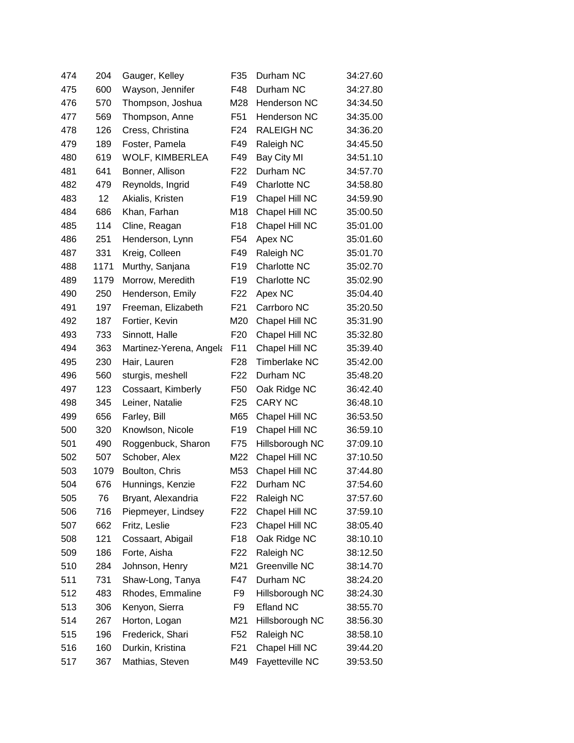| | | | | | |
|---|---|---|---|---|---|
| 474 | 204 | Gauger, Kelley | F35 | Durham NC | 34:27.60 |
| 475 | 600 | Wayson, Jennifer | F48 | Durham NC | 34:27.80 |
| 476 | 570 | Thompson, Joshua | M28 | Henderson NC | 34:34.50 |
| 477 | 569 | Thompson, Anne | F51 | Henderson NC | 34:35.00 |
| 478 | 126 | Cress, Christina | F24 | RALEIGH NC | 34:36.20 |
| 479 | 189 | Foster, Pamela | F49 | Raleigh NC | 34:45.50 |
| 480 | 619 | WOLF, KIMBERLEA | F49 | Bay City MI | 34:51.10 |
| 481 | 641 | Bonner, Allison | F22 | Durham NC | 34:57.70 |
| 482 | 479 | Reynolds, Ingrid | F49 | Charlotte NC | 34:58.80 |
| 483 | 12 | Akialis, Kristen | F19 | Chapel Hill NC | 34:59.90 |
| 484 | 686 | Khan, Farhan | M18 | Chapel Hill NC | 35:00.50 |
| 485 | 114 | Cline, Reagan | F18 | Chapel Hill NC | 35:01.00 |
| 486 | 251 | Henderson, Lynn | F54 | Apex NC | 35:01.60 |
| 487 | 331 | Kreig, Colleen | F49 | Raleigh NC | 35:01.70 |
| 488 | 1171 | Murthy, Sanjana | F19 | Charlotte NC | 35:02.70 |
| 489 | 1179 | Morrow, Meredith | F19 | Charlotte NC | 35:02.90 |
| 490 | 250 | Henderson, Emily | F22 | Apex NC | 35:04.40 |
| 491 | 197 | Freeman, Elizabeth | F21 | Carrboro NC | 35:20.50 |
| 492 | 187 | Fortier, Kevin | M20 | Chapel Hill NC | 35:31.90 |
| 493 | 733 | Sinnott, Halle | F20 | Chapel Hill NC | 35:32.80 |
| 494 | 363 | Martinez-Yerena, Angela | F11 | Chapel Hill NC | 35:39.40 |
| 495 | 230 | Hair, Lauren | F28 | Timberlake NC | 35:42.00 |
| 496 | 560 | sturgis, meshell | F22 | Durham NC | 35:48.20 |
| 497 | 123 | Cossaart, Kimberly | F50 | Oak Ridge NC | 36:42.40 |
| 498 | 345 | Leiner, Natalie | F25 | CARY NC | 36:48.10 |
| 499 | 656 | Farley, Bill | M65 | Chapel Hill NC | 36:53.50 |
| 500 | 320 | Knowlson, Nicole | F19 | Chapel Hill NC | 36:59.10 |
| 501 | 490 | Roggenbuck, Sharon | F75 | Hillsborough NC | 37:09.10 |
| 502 | 507 | Schober, Alex | M22 | Chapel Hill NC | 37:10.50 |
| 503 | 1079 | Boulton, Chris | M53 | Chapel Hill NC | 37:44.80 |
| 504 | 676 | Hunnings, Kenzie | F22 | Durham NC | 37:54.60 |
| 505 | 76 | Bryant, Alexandria | F22 | Raleigh NC | 37:57.60 |
| 506 | 716 | Piepmeyer, Lindsey | F22 | Chapel Hill NC | 37:59.10 |
| 507 | 662 | Fritz, Leslie | F23 | Chapel Hill NC | 38:05.40 |
| 508 | 121 | Cossaart, Abigail | F18 | Oak Ridge NC | 38:10.10 |
| 509 | 186 | Forte, Aisha | F22 | Raleigh NC | 38:12.50 |
| 510 | 284 | Johnson, Henry | M21 | Greenville NC | 38:14.70 |
| 511 | 731 | Shaw-Long, Tanya | F47 | Durham NC | 38:24.20 |
| 512 | 483 | Rhodes, Emmaline | F9 | Hillsborough NC | 38:24.30 |
| 513 | 306 | Kenyon, Sierra | F9 | Efland NC | 38:55.70 |
| 514 | 267 | Horton, Logan | M21 | Hillsborough NC | 38:56.30 |
| 515 | 196 | Frederick, Shari | F52 | Raleigh NC | 38:58.10 |
| 516 | 160 | Durkin, Kristina | F21 | Chapel Hill NC | 39:44.20 |
| 517 | 367 | Mathias, Steven | M49 | Fayetteville NC | 39:53.50 |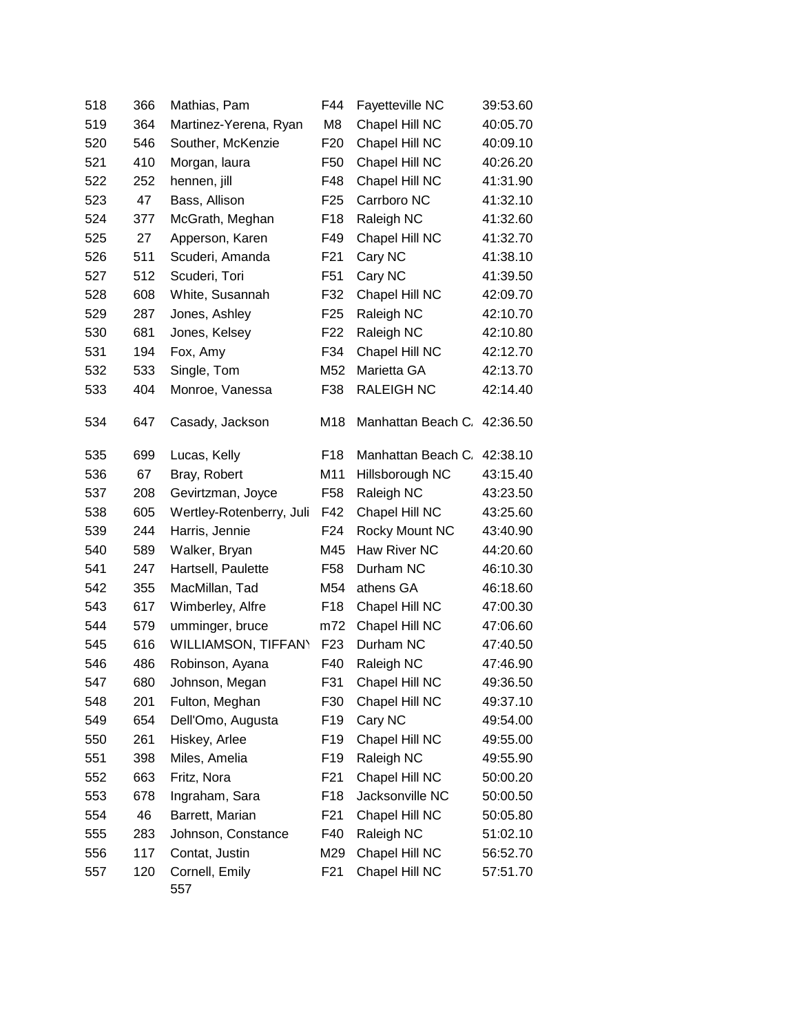| | | | | | |
|---|---|---|---|---|---|
| 518 | 366 | Mathias, Pam | F44 | Fayetteville NC | 39:53.60 |
| 519 | 364 | Martinez-Yerena, Ryan | M8 | Chapel Hill NC | 40:05.70 |
| 520 | 546 | Souther, McKenzie | F20 | Chapel Hill NC | 40:09.10 |
| 521 | 410 | Morgan, laura | F50 | Chapel Hill NC | 40:26.20 |
| 522 | 252 | hennen, jill | F48 | Chapel Hill NC | 41:31.90 |
| 523 | 47 | Bass, Allison | F25 | Carrboro NC | 41:32.10 |
| 524 | 377 | McGrath, Meghan | F18 | Raleigh NC | 41:32.60 |
| 525 | 27 | Apperson, Karen | F49 | Chapel Hill NC | 41:32.70 |
| 526 | 511 | Scuderi, Amanda | F21 | Cary NC | 41:38.10 |
| 527 | 512 | Scuderi, Tori | F51 | Cary NC | 41:39.50 |
| 528 | 608 | White, Susannah | F32 | Chapel Hill NC | 42:09.70 |
| 529 | 287 | Jones, Ashley | F25 | Raleigh NC | 42:10.70 |
| 530 | 681 | Jones, Kelsey | F22 | Raleigh NC | 42:10.80 |
| 531 | 194 | Fox, Amy | F34 | Chapel Hill NC | 42:12.70 |
| 532 | 533 | Single, Tom | M52 | Marietta GA | 42:13.70 |
| 533 | 404 | Monroe, Vanessa | F38 | RALEIGH NC | 42:14.40 |
| 534 | 647 | Casady, Jackson | M18 | Manhattan Beach C. | 42:36.50 |
| 535 | 699 | Lucas, Kelly | F18 | Manhattan Beach C. | 42:38.10 |
| 536 | 67 | Bray, Robert | M11 | Hillsborough NC | 43:15.40 |
| 537 | 208 | Gevirtzman, Joyce | F58 | Raleigh NC | 43:23.50 |
| 538 | 605 | Wertley-Rotenberry, Juli | F42 | Chapel Hill NC | 43:25.60 |
| 539 | 244 | Harris, Jennie | F24 | Rocky Mount NC | 43:40.90 |
| 540 | 589 | Walker, Bryan | M45 | Haw River NC | 44:20.60 |
| 541 | 247 | Hartsell, Paulette | F58 | Durham NC | 46:10.30 |
| 542 | 355 | MacMillan, Tad | M54 | athens GA | 46:18.60 |
| 543 | 617 | Wimberley, Alfre | F18 | Chapel Hill NC | 47:00.30 |
| 544 | 579 | umminger, bruce | m72 | Chapel Hill NC | 47:06.60 |
| 545 | 616 | WILLIAMSON, TIFFANY | F23 | Durham NC | 47:40.50 |
| 546 | 486 | Robinson, Ayana | F40 | Raleigh NC | 47:46.90 |
| 547 | 680 | Johnson, Megan | F31 | Chapel Hill NC | 49:36.50 |
| 548 | 201 | Fulton, Meghan | F30 | Chapel Hill NC | 49:37.10 |
| 549 | 654 | Dell'Omo, Augusta | F19 | Cary NC | 49:54.00 |
| 550 | 261 | Hiskey, Arlee | F19 | Chapel Hill NC | 49:55.00 |
| 551 | 398 | Miles, Amelia | F19 | Raleigh NC | 49:55.90 |
| 552 | 663 | Fritz, Nora | F21 | Chapel Hill NC | 50:00.20 |
| 553 | 678 | Ingraham, Sara | F18 | Jacksonville NC | 50:00.50 |
| 554 | 46 | Barrett, Marian | F21 | Chapel Hill NC | 50:05.80 |
| 555 | 283 | Johnson, Constance | F40 | Raleigh NC | 51:02.10 |
| 556 | 117 | Contat, Justin | M29 | Chapel Hill NC | 56:52.70 |
| 557 | 120 | Cornell, Emily | F21 | Chapel Hill NC | 57:51.70 |
| | | 557 | | | |